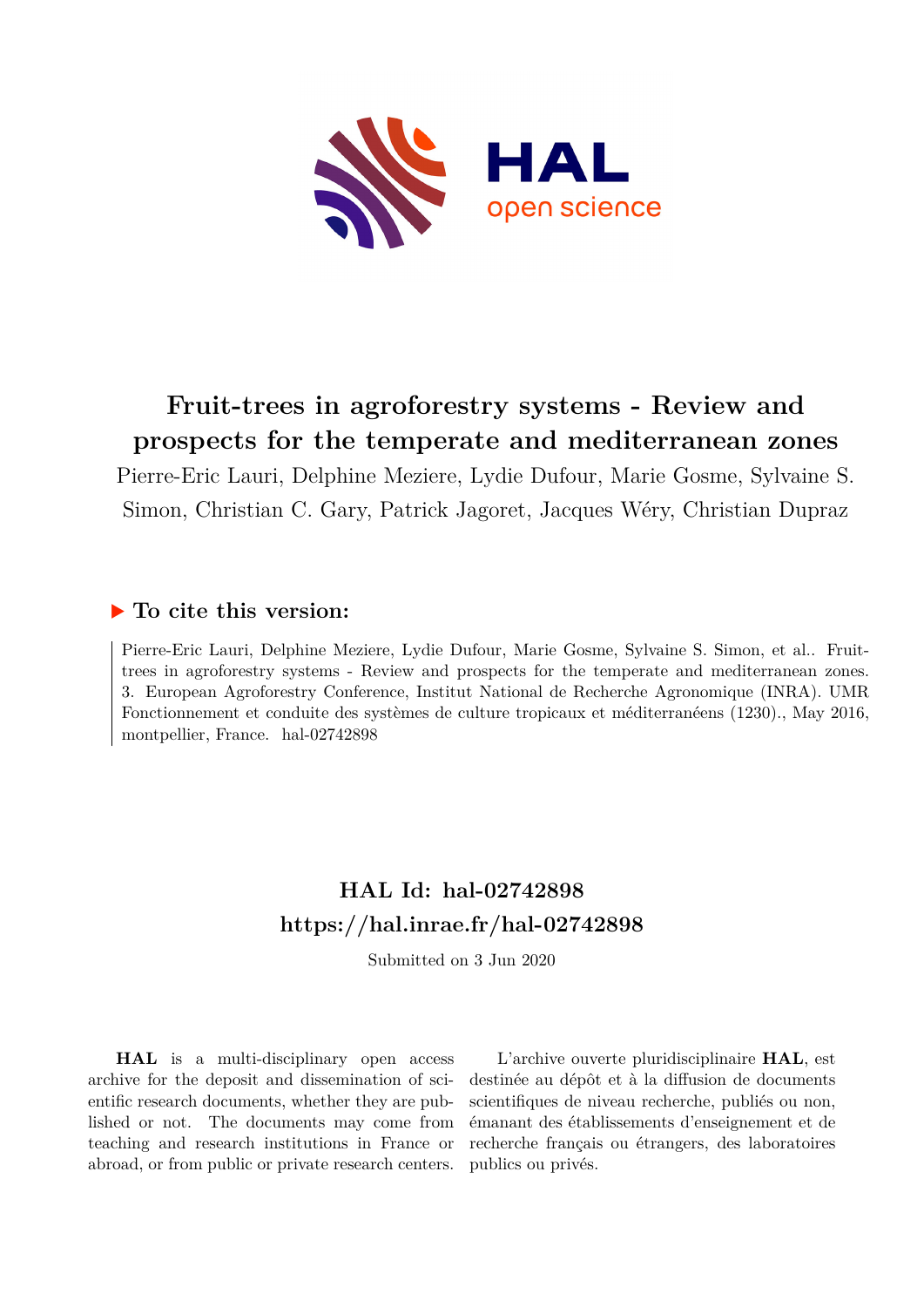# Fruit-trees in agroforestry systems - Review and prospects for the temperate and mediterranean zones

Pierre-Eric Lauri, Delphine Meziere, Lydie Dufour, Marie Gosme, Sylvaine S. Simon, Christian C. Gary, Patrick Jagoret, Jacques Wéry, Christian Dupraz

## ▶ To cite this version:

Pierre-Eric Lauri, Delphine Meziere, Lydie Dufour, Marie Gosme, Sylvaine S. Simon, et al.. Fruit-trees in agroforestry systems - Review and prospects for the temperate and mediterranean zones. 3. European Agroforestry Conference, Institut National de Recherche Agronomique (INRA). UMR Fonctionnement et conduite des systèmes de culture tropicaux et méditerranéens (1230)., May 2016, montpellier, France. hal-02742898

## HAL Id: hal-02742898

## https://hal.inrae.fr/hal-02742898

Submitted on 3 Jun 2020

**HAL** is a multi-disciplinary open access archive for the deposit and dissemination of scientific research documents, whether they are published or not. The documents may come from teaching and research institutions in France or abroad, or from public or private research centers.

L'archive ouverte pluridisciplinaire **HAL**, est destinée au dépôt et à la diffusion de documents scientifiques de niveau recherche, publiés ou non, émanant des établissements d'enseignement et de recherche français ou étrangers, des laboratoires publics ou privés.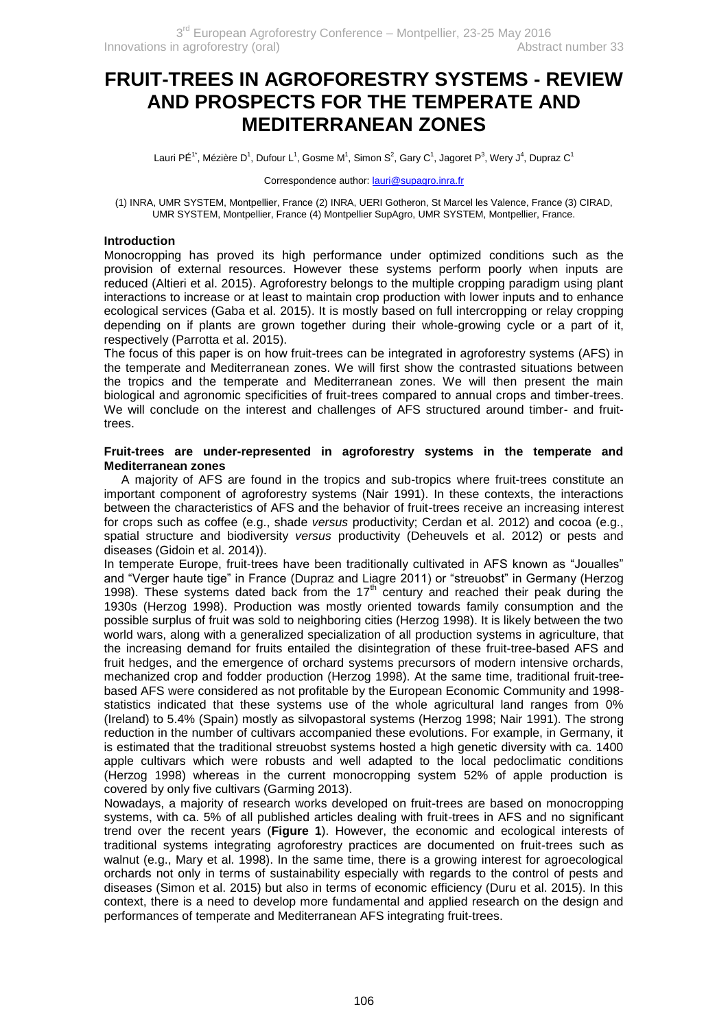# FRUIT-TREES IN AGROFORESTRY SYSTEMS - REVIEW AND PROSPECTS FOR THE TEMPERATE AND MEDITERRANEAN ZONES

Lauri PÉ[1*], Mézière D[1], Dufour L[1], Gosme M[1], Simon S[2], Gary C[1], Jagoret P[3], Wery J[4], Dupraz C[1]

Correspondence author: lauri@supagro.inra.fr

(1) INRA, UMR SYSTEM, Montpellier, France (2) INRA, UERI Gotheron, St Marcel les Valence, France (3) CIRAD, UMR SYSTEM, Montpellier, France (4) Montpellier SupAgro, UMR SYSTEM, Montpellier, France.

## Introduction

Monocropping has proved its high performance under optimized conditions such as the provision of external resources. However these systems perform poorly when inputs are reduced (Altieri et al. 2015). Agroforestry belongs to the multiple cropping paradigm using plant interactions to increase or at least to maintain crop production with lower inputs and to enhance ecological services (Gaba et al. 2015). It is mostly based on full intercropping or relay cropping depending on if plants are grown together during their whole-growing cycle or a part of it, respectively (Parrotta et al. 2015).

The focus of this paper is on how fruit-trees can be integrated in agroforestry systems (AFS) in the temperate and Mediterranean zones. We will first show the contrasted situations between the tropics and the temperate and Mediterranean zones. We will then present the main biological and agronomic specificities of fruit-trees compared to annual crops and timber-trees. We will conclude on the interest and challenges of AFS structured around timber- and fruit-trees.

## Fruit-trees are under-represented in agroforestry systems in the temperate and Mediterranean zones

A majority of AFS are found in the tropics and sub-tropics where fruit-trees constitute an important component of agroforestry systems (Nair 1991). In these contexts, the interactions between the characteristics of AFS and the behavior of fruit-trees receive an increasing interest for crops such as coffee (e.g., shade *versus* productivity; Cerdan et al. 2012) and cocoa (e.g., spatial structure and biodiversity *versus* productivity (Deheuvels et al. 2012) or pests and diseases (Gidoin et al. 2014)).

In temperate Europe, fruit-trees have been traditionally cultivated in AFS known as "Joualles" and "Verger haute tige" in France (Dupraz and Liagre 2011) or "streuobst" in Germany (Herzog 1998). These systems dated back from the 17[th] century and reached their peak during the 1930s (Herzog 1998). Production was mostly oriented towards family consumption and the possible surplus of fruit was sold to neighboring cities (Herzog 1998). It is likely between the two world wars, along with a generalized specialization of all production systems in agriculture, that the increasing demand for fruits entailed the disintegration of these fruit-tree-based AFS and fruit hedges, and the emergence of orchard systems precursors of modern intensive orchards, mechanized crop and fodder production (Herzog 1998). At the same time, traditional fruit-tree-based AFS were considered as not profitable by the European Economic Community and 1998-statistics indicated that these systems use of the whole agricultural land ranges from 0% (Ireland) to 5.4% (Spain) mostly as silvopastoral systems (Herzog 1998; Nair 1991). The strong reduction in the number of cultivars accompanied these evolutions. For example, in Germany, it is estimated that the traditional streuobst systems hosted a high genetic diversity with ca. 1400 apple cultivars which were robusts and well adapted to the local pedoclimatic conditions (Herzog 1998) whereas in the current monocropping system 52% of apple production is covered by only five cultivars (Garming 2013).

Nowadays, a majority of research works developed on fruit-trees are based on monocropping systems, with ca. 5% of all published articles dealing with fruit-trees in AFS and no significant trend over the recent years (**Figure 1**). However, the economic and ecological interests of traditional systems integrating agroforestry practices are documented on fruit-trees such as walnut (e.g., Mary et al. 1998). In the same time, there is a growing interest for agroecological orchards not only in terms of sustainability especially with regards to the control of pests and diseases (Simon et al. 2015) but also in terms of economic efficiency (Duru et al. 2015). In this context, there is a need to develop more fundamental and applied research on the design and performances of temperate and Mediterranean AFS integrating fruit-trees.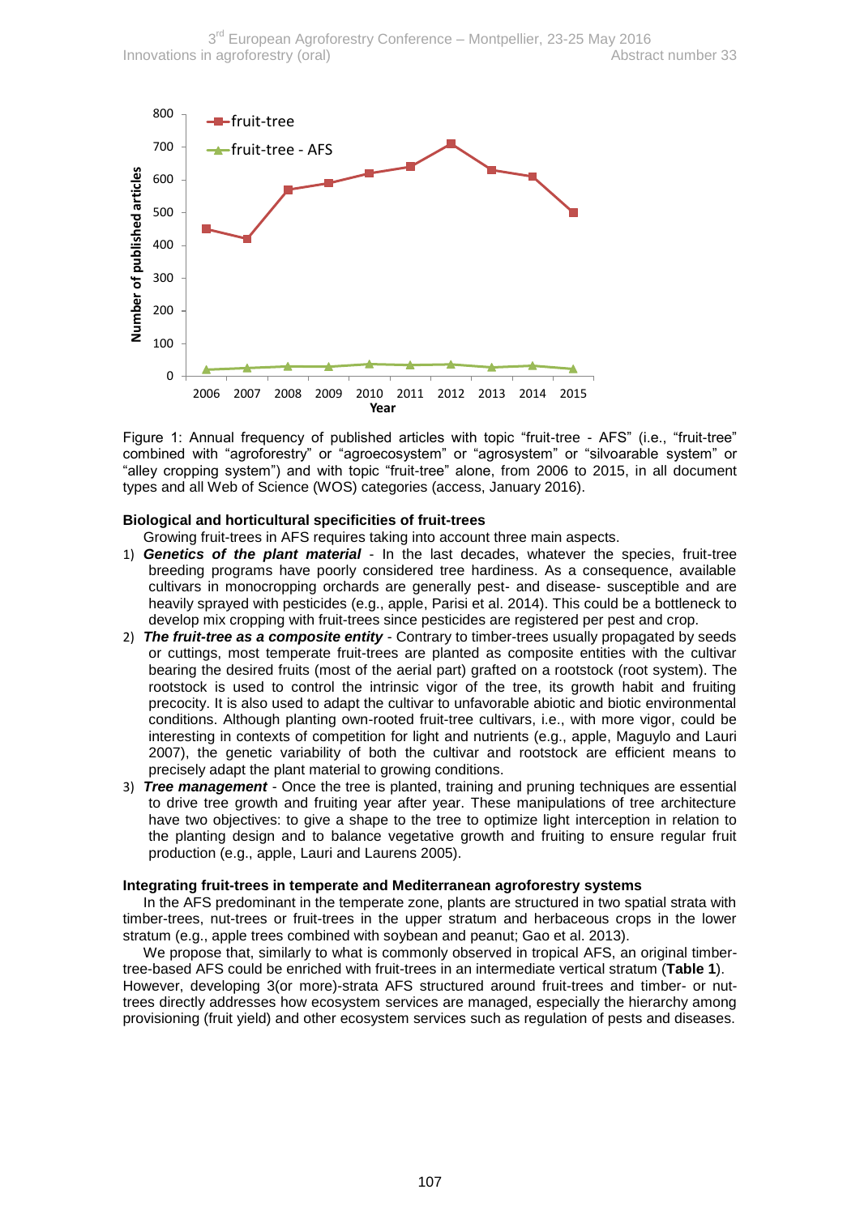Figure 1: Annual frequency of published articles with topic “fruit-tree - AFS” (i.e., “fruit-tree” combined with “agroforestry” or “agroecosystem” or “agrosystem” or “silvoarable system” or “alley cropping system”) and with topic “fruit-tree” alone, from 2006 to 2015, in all document types and all Web of Science (WOS) categories (access, January 2016).

### Biological and horticultural specificities of fruit-trees

Growing fruit-trees in AFS requires taking into account three main aspects.

1) ***Genetics of the plant material*** - In the last decades, whatever the species, fruit-tree breeding programs have poorly considered tree hardiness. As a consequence, available cultivars in monocropping orchards are generally pest- and disease- susceptible and are heavily sprayed with pesticides (e.g., apple, Parisi et al. 2014). This could be a bottleneck to develop mix cropping with fruit-trees since pesticides are registered per pest and crop.
2) ***The fruit-tree as a composite entity*** - Contrary to timber-trees usually propagated by seeds or cuttings, most temperate fruit-trees are planted as composite entities with the cultivar bearing the desired fruits (most of the aerial part) grafted on a rootstock (root system). The rootstock is used to control the intrinsic vigor of the tree, its growth habit and fruiting precocity. It is also used to adapt the cultivar to unfavorable abiotic and biotic environmental conditions. Although planting own-rooted fruit-tree cultivars, i.e., with more vigor, could be interesting in contexts of competition for light and nutrients (e.g., apple, Maguylo and Lauri 2007), the genetic variability of both the cultivar and rootstock are efficient means to precisely adapt the plant material to growing conditions.
3) ***Tree management*** - Once the tree is planted, training and pruning techniques are essential to drive tree growth and fruiting year after year. These manipulations of tree architecture have two objectives: to give a shape to the tree to optimize light interception in relation to the planting design and to balance vegetative growth and fruiting to ensure regular fruit production (e.g., apple, Lauri and Laurens 2005).

### Integrating fruit-trees in temperate and Mediterranean agroforestry systems

In the AFS predominant in the temperate zone, plants are structured in two spatial strata with timber-trees, nut-trees or fruit-trees in the upper stratum and herbaceous crops in the lower stratum (e.g., apple trees combined with soybean and peanut; Gao et al. 2013).

We propose that, similarly to what is commonly observed in tropical AFS, an original timber-tree-based AFS could be enriched with fruit-trees in an intermediate vertical stratum (**Table 1**). However, developing 3(or more)-strata AFS structured around fruit-trees and timber- or nut-trees directly addresses how ecosystem services are managed, especially the hierarchy among provisioning (fruit yield) and other ecosystem services such as regulation of pests and diseases.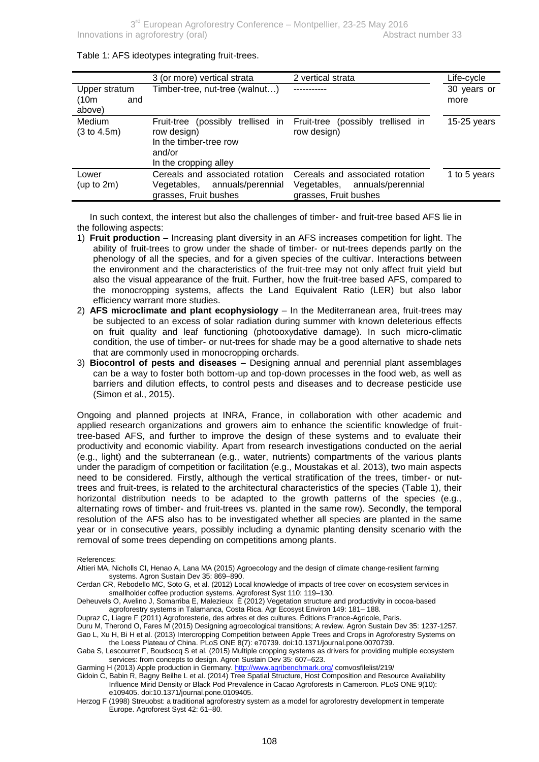Table 1: AFS ideotypes integrating fruit-trees.

| | 3 (or more) vertical strata | 2 vertical strata | Life-cycle |
|---|---|---|---|
| Upper stratum (10m and above) | Timber-tree, nut-tree (walnut…) | ----------- | 30 years or more |
| Medium (3 to 4.5m) | Fruit-tree (possibly trellised in row design)<br>In the timber-tree row<br>and/or<br>In the cropping alley | Fruit-tree (possibly trellised in row design) | 15-25 years |
| Lower (up to 2m) | Cereals and associated rotation Vegetables, annuals/perennial grasses, Fruit bushes | Cereals and associated rotation Vegetables, annuals/perennial grasses, Fruit bushes | 1 to 5 years |

In such context, the interest but also the challenges of timber- and fruit-tree based AFS lie in the following aspects:

1) **Fruit production** – Increasing plant diversity in an AFS increases competition for light. The ability of fruit-trees to grow under the shade of timber- or nut-trees depends partly on the phenology of all the species, and for a given species of the cultivar. Interactions between the environment and the characteristics of the fruit-tree may not only affect fruit yield but also the visual appearance of the fruit. Further, how the fruit-tree based AFS, compared to the monocropping systems, affects the Land Equivalent Ratio (LER) but also labor efficiency warrant more studies.
2) **AFS microclimate and plant ecophysiology** – In the Mediterranean area, fruit-trees may be subjected to an excess of solar radiation during summer with known deleterious effects on fruit quality and leaf functioning (photooxydative damage). In such micro-climatic condition, the use of timber- or nut-trees for shade may be a good alternative to shade nets that are commonly used in monocropping orchards.
3) **Biocontrol of pests and diseases** – Designing annual and perennial plant assemblages can be a way to foster both bottom-up and top-down processes in the food web, as well as barriers and dilution effects, to control pests and diseases and to decrease pesticide use (Simon et al., 2015).

Ongoing and planned projects at INRA, France, in collaboration with other academic and applied research organizations and growers aim to enhance the scientific knowledge of fruit-tree-based AFS, and further to improve the design of these systems and to evaluate their productivity and economic viability. Apart from research investigations conducted on the aerial (e.g., light) and the subterranean (e.g., water, nutrients) compartments of the various plants under the paradigm of competition or facilitation (e.g., Moustakas et al. 2013), two main aspects need to be considered. Firstly, although the vertical stratification of the trees, timber- or nut-trees and fruit-trees, is related to the architectural characteristics of the species (Table 1), their horizontal distribution needs to be adapted to the growth patterns of the species (e.g., alternating rows of timber- and fruit-trees vs. planted in the same row). Secondly, the temporal resolution of the AFS also has to be investigated whether all species are planted in the same year or in consecutive years, possibly including a dynamic planting density scenario with the removal of some trees depending on competitions among plants.

References:

Altieri MA, Nicholls CI, Henao A, Lana MA (2015) Agroecology and the design of climate change-resilient farming systems. Agron Sustain Dev 35: 869–890.

Cerdan CR, Rebodello MC, Soto G, et al. (2012) Local knowledge of impacts of tree cover on ecosystem services in smallholder coffee production systems. Agroforest Syst 110: 119–130.

Deheuvels O, Avelino J, Somarriba E, Malezieux É (2012) Vegetation structure and productivity in cocoa-based agroforestry systems in Talamanca, Costa Rica. Agr Ecosyst Environ 149: 181– 188.

Dupraz C, Liagre F (2011) Agroforesterie, des arbres et des cultures. Éditions France-Agricole, Paris.

Duru M, Therond O, Fares M (2015) Designing agroecological transitions; A review. Agron Sustain Dev 35: 1237-1257.

Gao L, Xu H, Bi H et al. (2013) Intercropping Competition between Apple Trees and Crops in Agroforestry Systems on the Loess Plateau of China. PLoS ONE 8(7): e70739. doi:10.1371/journal.pone.0070739.

Gaba S, Lescourret F, Boudsocq S et al. (2015) Multiple cropping systems as drivers for providing multiple ecosystem services: from concepts to design. Agron Sustain Dev 35: 607–623.

Garming H (2013) Apple production in Germany. http://www.agribenchmark.org/ comvosfilelist/219/

Gidoin C, Babin R, Bagny Beilhe L et al. (2014) Tree Spatial Structure, Host Composition and Resource Availability Influence Mirid Density or Black Pod Prevalence in Cacao Agroforests in Cameroon. PLoS ONE 9(10): e109405. doi:10.1371/journal.pone.0109405.

Herzog F (1998) Streuobst: a traditional agroforestry system as a model for agroforestry development in temperate Europe. Agroforest Syst 42: 61–80.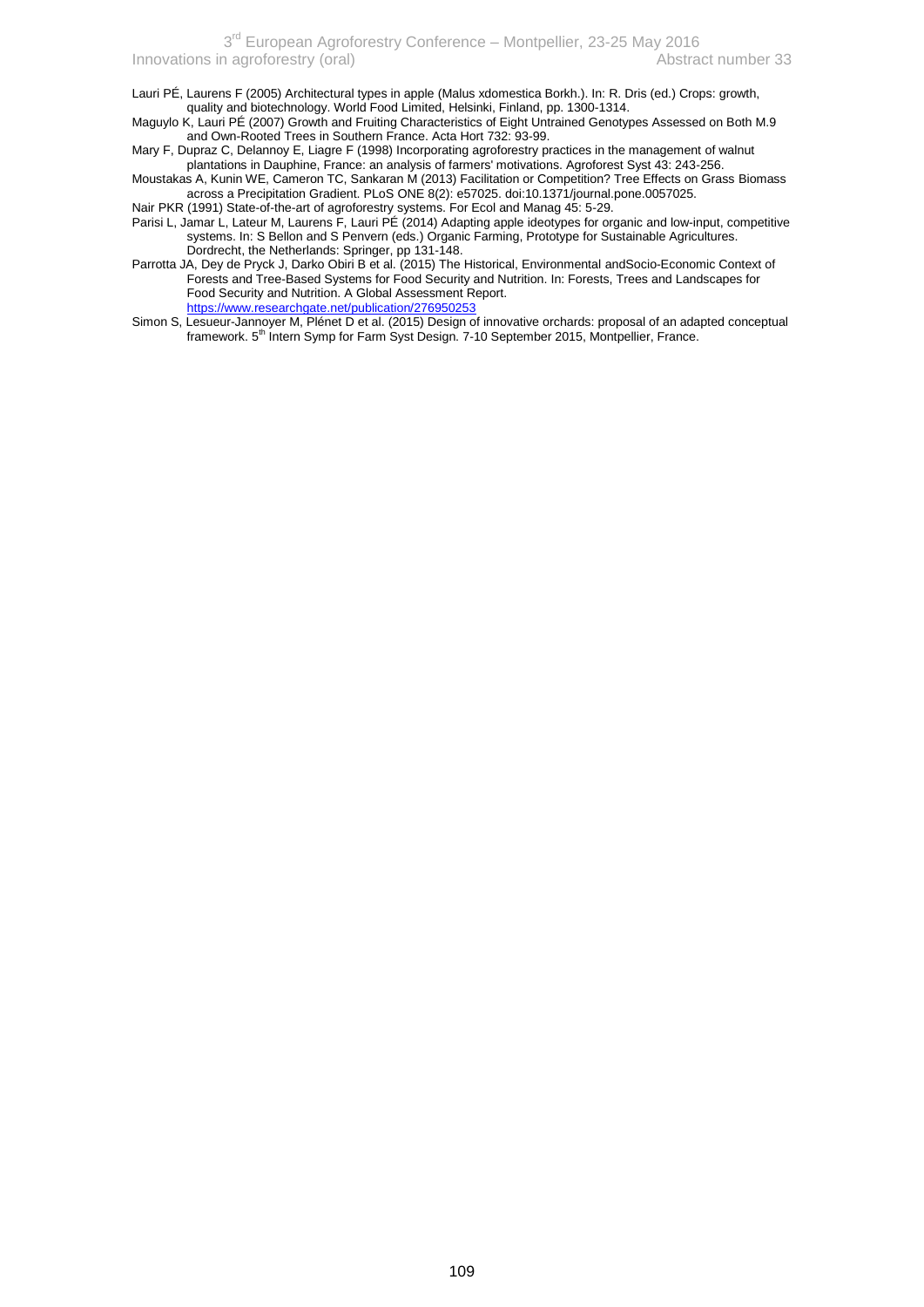Lauri PÉ, Laurens F (2005) Architectural types in apple (Malus xdomestica Borkh.). In: R. Dris (ed.) Crops: growth, quality and biotechnology. World Food Limited, Helsinki, Finland, pp. 1300-1314.

Maguylo K, Lauri PÉ (2007) Growth and Fruiting Characteristics of Eight Untrained Genotypes Assessed on Both M.9 and Own-Rooted Trees in Southern France. Acta Hort 732: 93-99.

Mary F, Dupraz C, Delannoy E, Liagre F (1998) Incorporating agroforestry practices in the management of walnut plantations in Dauphine, France: an analysis of farmers' motivations. Agroforest Syst 43: 243-256.

Moustakas A, Kunin WE, Cameron TC, Sankaran M (2013) Facilitation or Competition? Tree Effects on Grass Biomass across a Precipitation Gradient. PLoS ONE 8(2): e57025. doi:10.1371/journal.pone.0057025.

Nair PKR (1991) State-of-the-art of agroforestry systems. For Ecol and Manag 45: 5-29.

Parisi L, Jamar L, Lateur M, Laurens F, Lauri PÉ (2014) Adapting apple ideotypes for organic and low-input, competitive systems. In: S Bellon and S Penvern (eds.) Organic Farming, Prototype for Sustainable Agricultures. Dordrecht, the Netherlands: Springer, pp 131-148.

Parrotta JA, Dey de Pryck J, Darko Obiri B et al. (2015) The Historical, Environmental andSocio-Economic Context of Forests and Tree-Based Systems for Food Security and Nutrition. In: Forests, Trees and Landscapes for Food Security and Nutrition. A Global Assessment Report. https://www.researchgate.net/publication/276950253

Simon S, Lesueur-Jannoyer M, Plénet D et al. (2015) Design of innovative orchards: proposal of an adapted conceptual framework. 5th Intern Symp for Farm Syst Design. 7-10 September 2015, Montpellier, France.